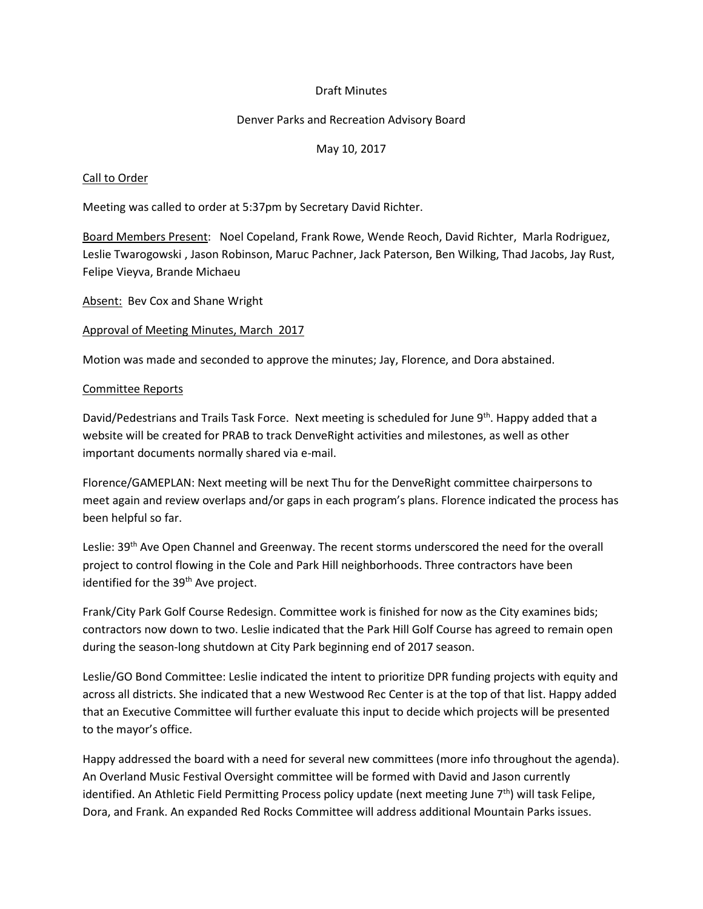Draft Minutes

Denver Parks and Recreation Advisory Board

May 10, 2017

Call to Order

Meeting was called to order at 5:37pm by Secretary David Richter.

Board Members Present: Noel Copeland, Frank Rowe, Wende Reoch, David Richter, Marla Rodriguez, Leslie Twarogowski , Jason Robinson, Maruc Pachner, Jack Paterson, Ben Wilking, Thad Jacobs, Jay Rust, Felipe Vieyva, Brande Michaeu

Absent: Bev Cox and Shane Wright

Approval of Meeting Minutes, March 2017

Motion was made and seconded to approve the minutes; Jay, Florence, and Dora abstained.

Committee Reports

David/Pedestrians and Trails Task Force. Next meeting is scheduled for June 9th. Happy added that a website will be created for PRAB to track DenveRight activities and milestones, as well as other important documents normally shared via e-mail.

Florence/GAMEPLAN: Next meeting will be next Thu for the DenveRight committee chairpersons to meet again and review overlaps and/or gaps in each program's plans. Florence indicated the process has been helpful so far.

Leslie: 39th Ave Open Channel and Greenway. The recent storms underscored the need for the overall project to control flowing in the Cole and Park Hill neighborhoods. Three contractors have been identified for the 39th Ave project.

Frank/City Park Golf Course Redesign. Committee work is finished for now as the City examines bids; contractors now down to two. Leslie indicated that the Park Hill Golf Course has agreed to remain open during the season-long shutdown at City Park beginning end of 2017 season.

Leslie/GO Bond Committee: Leslie indicated the intent to prioritize DPR funding projects with equity and across all districts. She indicated that a new Westwood Rec Center is at the top of that list. Happy added that an Executive Committee will further evaluate this input to decide which projects will be presented to the mayor's office.

Happy addressed the board with a need for several new committees (more info throughout the agenda). An Overland Music Festival Oversight committee will be formed with David and Jason currently identified. An Athletic Field Permitting Process policy update (next meeting June 7th) will task Felipe, Dora, and Frank. An expanded Red Rocks Committee will address additional Mountain Parks issues.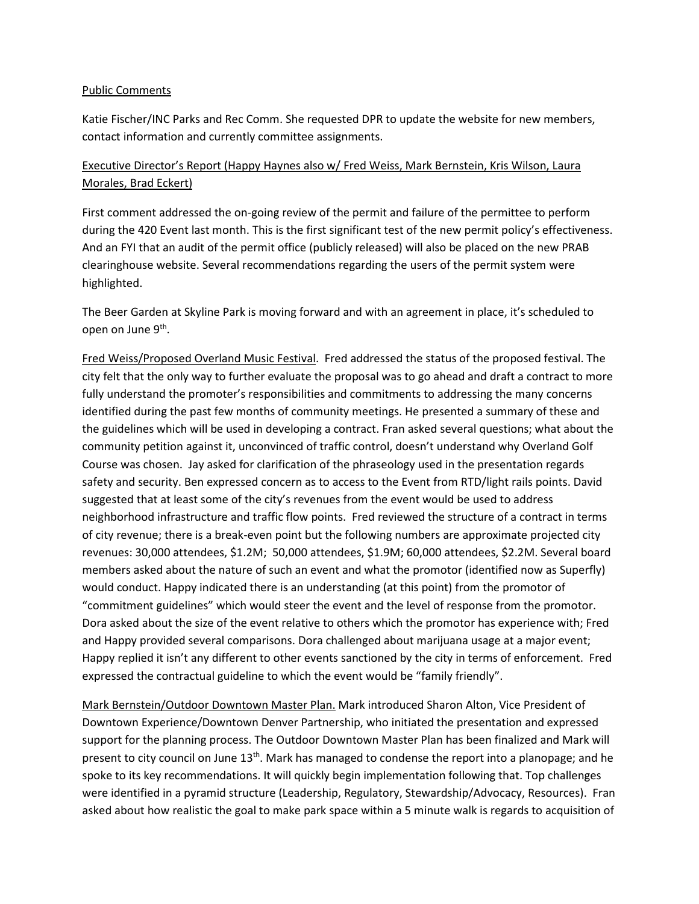Public Comments

Katie Fischer/INC Parks and Rec Comm. She requested DPR to update the website for new members, contact information and currently committee assignments.

Executive Director's Report (Happy Haynes also w/ Fred Weiss, Mark Bernstein, Kris Wilson, Laura Morales, Brad Eckert)

First comment addressed the on-going review of the permit and failure of the permittee to perform during the 420 Event last month. This is the first significant test of the new permit policy's effectiveness. And an FYI that an audit of the permit office (publicly released) will also be placed on the new PRAB clearinghouse website. Several recommendations regarding the users of the permit system were highlighted.

The Beer Garden at Skyline Park is moving forward and with an agreement in place, it's scheduled to open on June 9th.

Fred Weiss/Proposed Overland Music Festival. Fred addressed the status of the proposed festival. The city felt that the only way to further evaluate the proposal was to go ahead and draft a contract to more fully understand the promoter's responsibilities and commitments to addressing the many concerns identified during the past few months of community meetings. He presented a summary of these and the guidelines which will be used in developing a contract. Fran asked several questions; what about the community petition against it, unconvinced of traffic control, doesn't understand why Overland Golf Course was chosen. Jay asked for clarification of the phraseology used in the presentation regards safety and security. Ben expressed concern as to access to the Event from RTD/light rails points. David suggested that at least some of the city's revenues from the event would be used to address neighborhood infrastructure and traffic flow points. Fred reviewed the structure of a contract in terms of city revenue; there is a break-even point but the following numbers are approximate projected city revenues: 30,000 attendees, $1.2M; 50,000 attendees, $1.9M; 60,000 attendees, $2.2M. Several board members asked about the nature of such an event and what the promotor (identified now as Superfly) would conduct. Happy indicated there is an understanding (at this point) from the promotor of "commitment guidelines" which would steer the event and the level of response from the promotor. Dora asked about the size of the event relative to others which the promotor has experience with; Fred and Happy provided several comparisons. Dora challenged about marijuana usage at a major event; Happy replied it isn't any different to other events sanctioned by the city in terms of enforcement. Fred expressed the contractual guideline to which the event would be "family friendly".

Mark Bernstein/Outdoor Downtown Master Plan. Mark introduced Sharon Alton, Vice President of Downtown Experience/Downtown Denver Partnership, who initiated the presentation and expressed support for the planning process. The Outdoor Downtown Master Plan has been finalized and Mark will present to city council on June 13th. Mark has managed to condense the report into a planopage; and he spoke to its key recommendations. It will quickly begin implementation following that. Top challenges were identified in a pyramid structure (Leadership, Regulatory, Stewardship/Advocacy, Resources). Fran asked about how realistic the goal to make park space within a 5 minute walk is regards to acquisition of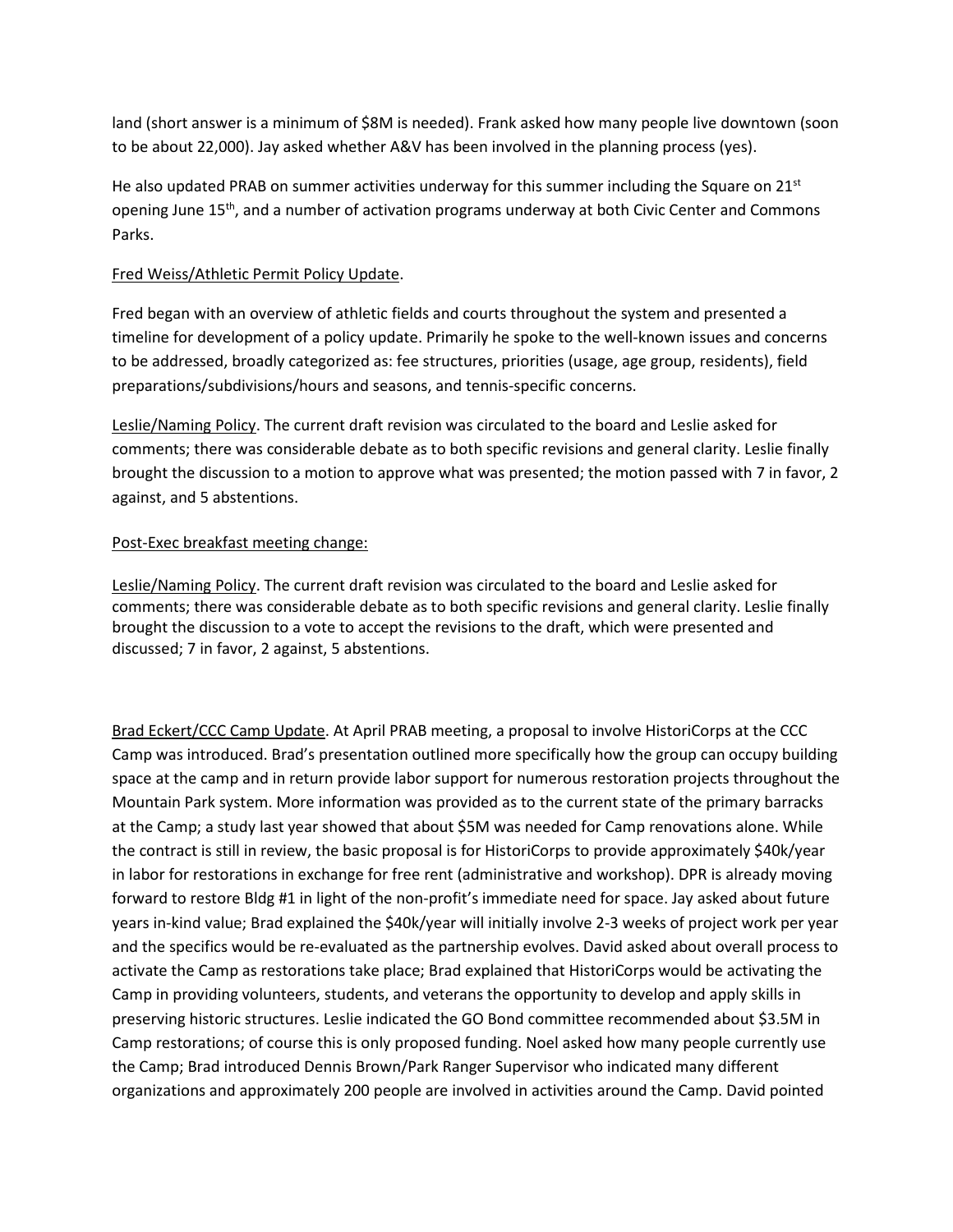land (short answer is a minimum of $8M is needed). Frank asked how many people live downtown (soon to be about 22,000). Jay asked whether A&V has been involved in the planning process (yes).

He also updated PRAB on summer activities underway for this summer including the Square on 21st opening June 15th, and a number of activation programs underway at both Civic Center and Commons Parks.

<u>Fred Weiss/Athletic Permit Policy Update</u>.

Fred began with an overview of athletic fields and courts throughout the system and presented a timeline for development of a policy update. Primarily he spoke to the well-known issues and concerns to be addressed, broadly categorized as: fee structures, priorities (usage, age group, residents), field preparations/subdivisions/hours and seasons, and tennis-specific concerns.

<u>Leslie/Naming Policy</u>. The current draft revision was circulated to the board and Leslie asked for comments; there was considerable debate as to both specific revisions and general clarity. Leslie finally brought the discussion to a motion to approve what was presented; the motion passed with 7 in favor, 2 against, and 5 abstentions.

<u>Post-Exec breakfast meeting change:</u>

<u>Leslie/Naming Policy</u>. The current draft revision was circulated to the board and Leslie asked for comments; there was considerable debate as to both specific revisions and general clarity. Leslie finally brought the discussion to a vote to accept the revisions to the draft, which were presented and discussed; 7 in favor, 2 against, 5 abstentions.

<u>Brad Eckert/CCC Camp Update</u>. At April PRAB meeting, a proposal to involve HistoriCorps at the CCC Camp was introduced. Brad's presentation outlined more specifically how the group can occupy building space at the camp and in return provide labor support for numerous restoration projects throughout the Mountain Park system. More information was provided as to the current state of the primary barracks at the Camp; a study last year showed that about $5M was needed for Camp renovations alone. While the contract is still in review, the basic proposal is for HistoriCorps to provide approximately $40k/year in labor for restorations in exchange for free rent (administrative and workshop). DPR is already moving forward to restore Bldg #1 in light of the non-profit's immediate need for space. Jay asked about future years in-kind value; Brad explained the $40k/year will initially involve 2-3 weeks of project work per year and the specifics would be re-evaluated as the partnership evolves. David asked about overall process to activate the Camp as restorations take place; Brad explained that HistoriCorps would be activating the Camp in providing volunteers, students, and veterans the opportunity to develop and apply skills in preserving historic structures. Leslie indicated the GO Bond committee recommended about $3.5M in Camp restorations; of course this is only proposed funding. Noel asked how many people currently use the Camp; Brad introduced Dennis Brown/Park Ranger Supervisor who indicated many different organizations and approximately 200 people are involved in activities around the Camp. David pointed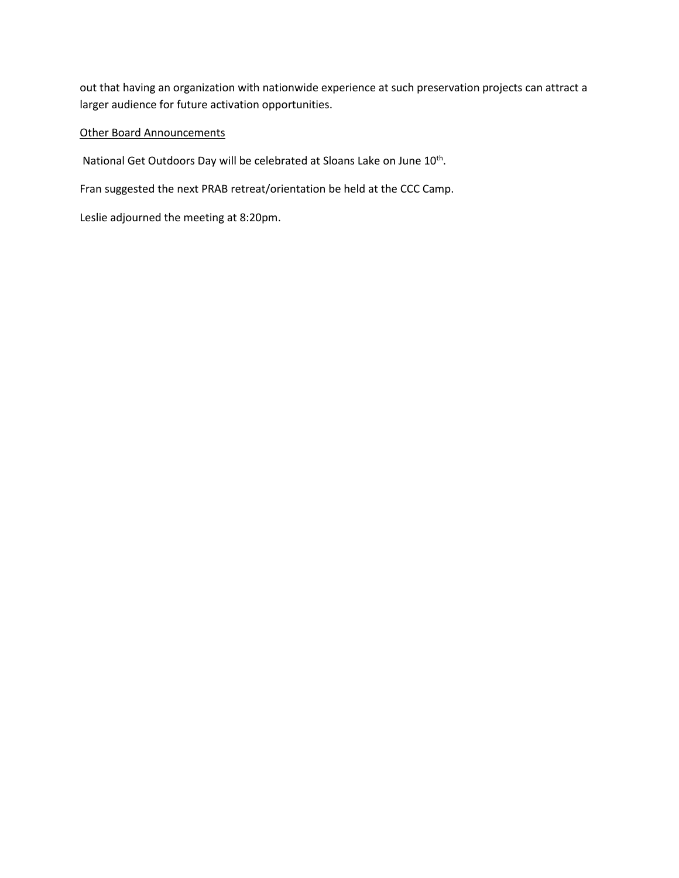out that having an organization with nationwide experience at such preservation projects can attract a larger audience for future activation opportunities.

Other Board Announcements

National Get Outdoors Day will be celebrated at Sloans Lake on June 10th.

Fran suggested the next PRAB retreat/orientation be held at the CCC Camp.

Leslie adjourned the meeting at 8:20pm.